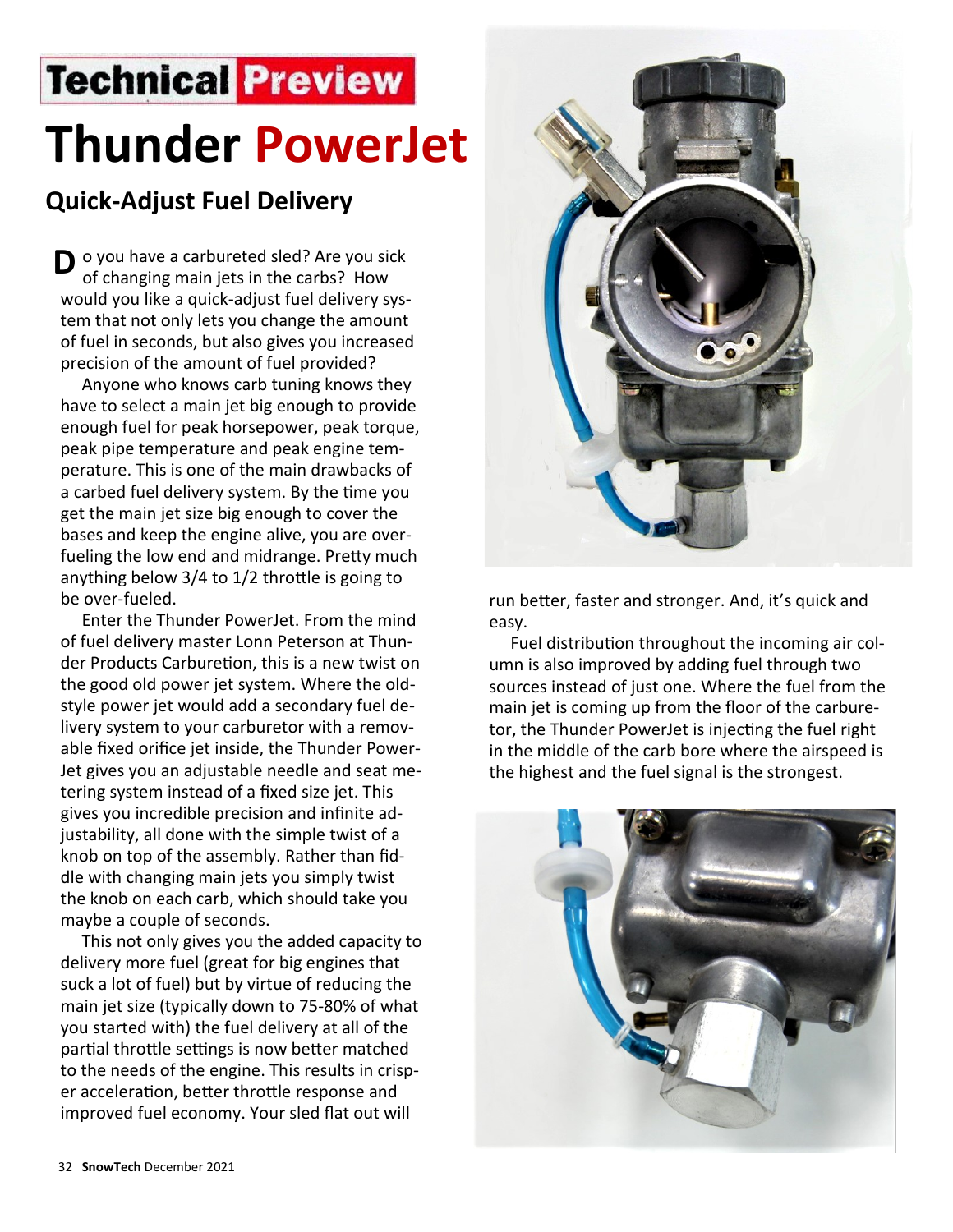Technical Preview

# Thunder PowerJet

## Quick-Adjust Fuel Delivery

Do you have a carbureted sled? Are you sick of changing main jets in the carbs? How would you like a quick-adjust fuel delivery system that not only lets you change the amount of fuel in seconds, but also gives you increased precision of the amount of fuel provided?

Anyone who knows carb tuning knows they have to select a main jet big enough to provide enough fuel for peak horsepower, peak torque, peak pipe temperature and peak engine temperature. This is one of the main drawbacks of a carbed fuel delivery system. By the time you get the main jet size big enough to cover the bases and keep the engine alive, you are over-fueling the low end and midrange. Pretty much anything below 3/4 to 1/2 throttle is going to be over-fueled.

Enter the Thunder PowerJet. From the mind of fuel delivery master Lonn Peterson at Thunder Products Carburetion, this is a new twist on the good old power jet system. Where the old-style power jet would add a secondary fuel delivery system to your carburetor with a removable fixed orifice jet inside, the Thunder PowerJet gives you an adjustable needle and seat metering system instead of a fixed size jet. This gives you incredible precision and infinite adjustability, all done with the simple twist of a knob on top of the assembly. Rather than fiddle with changing main jets you simply twist the knob on each carb, which should take you maybe a couple of seconds.

This not only gives you the added capacity to delivery more fuel (great for big engines that suck a lot of fuel) but by virtue of reducing the main jet size (typically down to 75-80% of what you started with) the fuel delivery at all of the partial throttle settings is now better matched to the needs of the engine. This results in crisper acceleration, better throttle response and improved fuel economy. Your sled flat out will run better, faster and stronger. And, it's quick and easy.

Fuel distribution throughout the incoming air column is also improved by adding fuel through two sources instead of just one. Where the fuel from the main jet is coming up from the floor of the carburetor, the Thunder PowerJet is injecting the fuel right in the middle of the carb bore where the airspeed is the highest and the fuel signal is the strongest.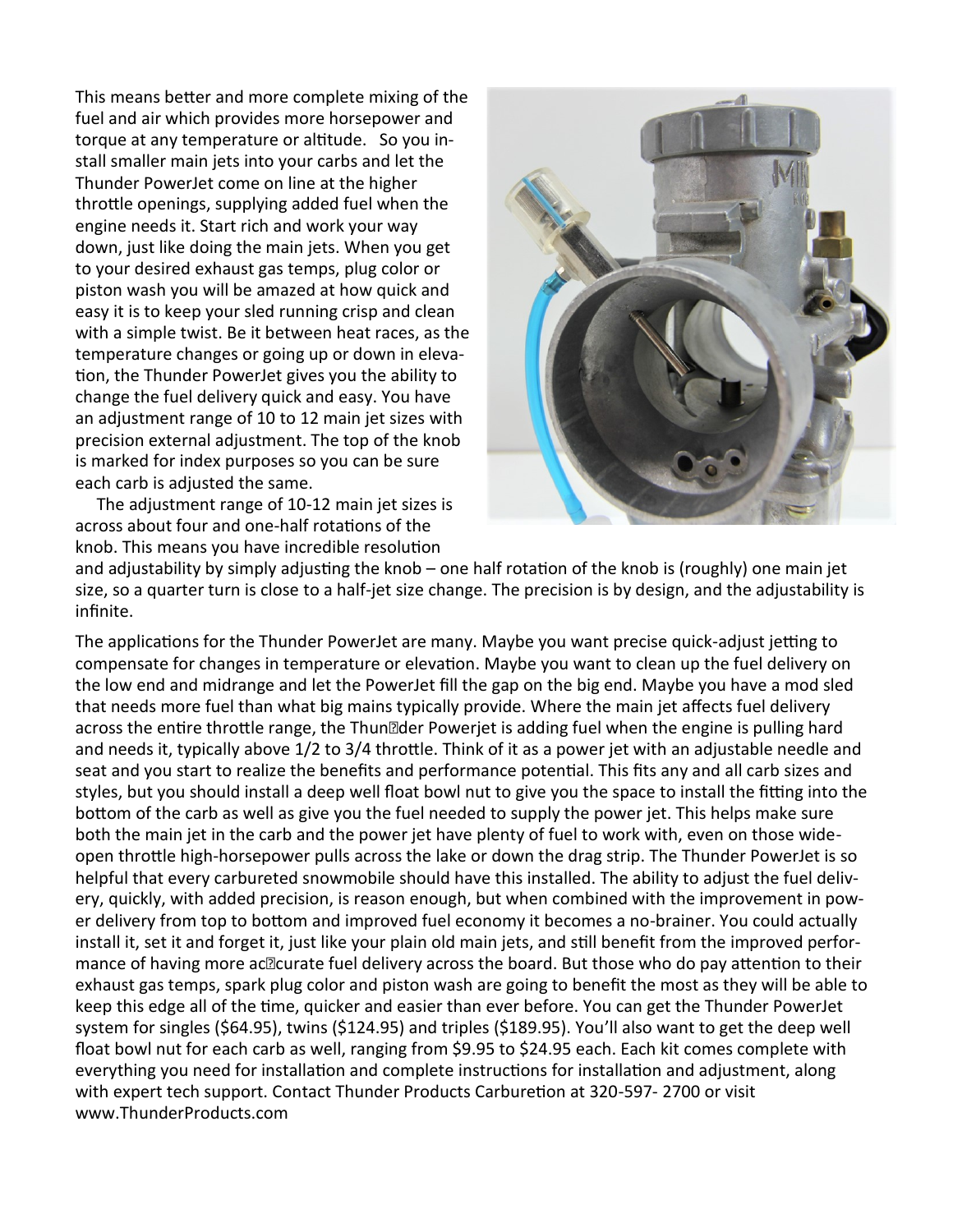This means better and more complete mixing of the fuel and air which provides more horsepower and torque at any temperature or altitude. So you install smaller main jets into your carbs and let the Thunder PowerJet come on line at the higher throttle openings, supplying added fuel when the engine needs it. Start rich and work your way down, just like doing the main jets. When you get to your desired exhaust gas temps, plug color or piston wash you will be amazed at how quick and easy it is to keep your sled running crisp and clean with a simple twist. Be it between heat races, as the temperature changes or going up or down in elevation, the Thunder PowerJet gives you the ability to change the fuel delivery quick and easy. You have an adjustment range of 10 to 12 main jet sizes with precision external adjustment. The top of the knob is marked for index purposes so you can be sure each carb is adjusted the same.

The adjustment range of 10-12 main jet sizes is across about four and one-half rotations of the knob. This means you have incredible resolution and adjustability by simply adjusting the knob – one half rotation of the knob is (roughly) one main jet size, so a quarter turn is close to a half-jet size change. The precision is by design, and the adjustability is infinite.

The applications for the Thunder PowerJet are many. Maybe you want precise quick-adjust jetting to compensate for changes in temperature or elevation. Maybe you want to clean up the fuel delivery on the low end and midrange and let the PowerJet fill the gap on the big end. Maybe you have a mod sled that needs more fuel than what big mains typically provide. Where the main jet affects fuel delivery across the entire throttle range, the Thunder Powerjet is adding fuel when the engine is pulling hard and needs it, typically above 1/2 to 3/4 throttle. Think of it as a power jet with an adjustable needle and seat and you start to realize the benefits and performance potential. This fits any and all carb sizes and styles, but you should install a deep well float bowl nut to give you the space to install the fitting into the bottom of the carb as well as give you the fuel needed to supply the power jet. This helps make sure both the main jet in the carb and the power jet have plenty of fuel to work with, even on those wide-open throttle high-horsepower pulls across the lake or down the drag strip. The Thunder PowerJet is so helpful that every carbureted snowmobile should have this installed. The ability to adjust the fuel delivery, quickly, with added precision, is reason enough, but when combined with the improvement in power delivery from top to bottom and improved fuel economy it becomes a no-brainer. You could actually install it, set it and forget it, just like your plain old main jets, and still benefit from the improved performance of having more accurate fuel delivery across the board. But those who do pay attention to their exhaust gas temps, spark plug color and piston wash are going to benefit the most as they will be able to keep this edge all of the time, quicker and easier than ever before. You can get the Thunder PowerJet system for singles ($64.95), twins ($124.95) and triples ($189.95). You'll also want to get the deep well float bowl nut for each carb as well, ranging from $9.95 to $24.95 each. Each kit comes complete with everything you need for installation and complete instructions for installation and adjustment, along with expert tech support. Contact Thunder Products Carburetion at 320-597- 2700 or visit www.ThunderProducts.com